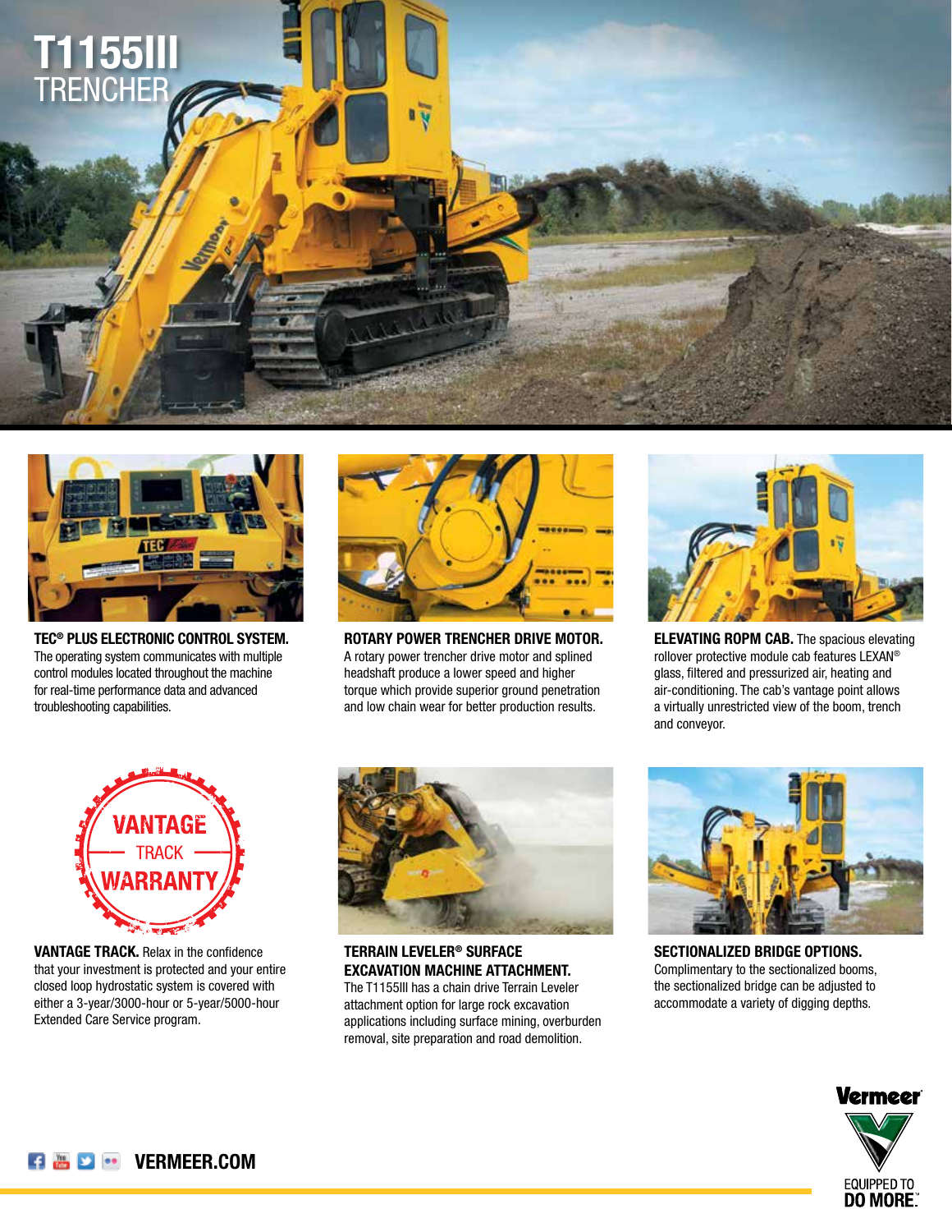# T1155III
## TRENCHER

**TEC® PLUS ELECTRONIC CONTROL SYSTEM.** The operating system communicates with multiple control modules located throughout the machine for real-time performance data and advanced troubleshooting capabilities.

**ROTARY POWER TRENCHER DRIVE MOTOR.** A rotary power trencher drive motor and splined headshaft produce a lower speed and higher torque which provide superior ground penetration and low chain wear for better production results.

**ELEVATING ROPM CAB.** The spacious elevating rollover protective module cab features LEXAN® glass, filtered and pressurized air, heating and air-conditioning. The cab's vantage point allows a virtually unrestricted view of the boom, trench and conveyor.

VANTAGE TRACK WARRANTY

**VANTAGE TRACK.** Relax in the confidence that your investment is protected and your entire closed loop hydrostatic system is covered with either a 3-year/3000-hour or 5-year/5000-hour Extended Care Service program.

**TERRAIN LEVELER® SURFACE EXCAVATION MACHINE ATTACHMENT.** The T1155III has a chain drive Terrain Leveler attachment option for large rock excavation applications including surface mining, overburden removal, site preparation and road demolition.

**SECTIONALIZED BRIDGE OPTIONS.** Complimentary to the sectionalized booms, the sectionalized bridge can be adjusted to accommodate a variety of digging depths.

VERMEER.COM

Vermeer
EQUIPPED TO DO MORE.™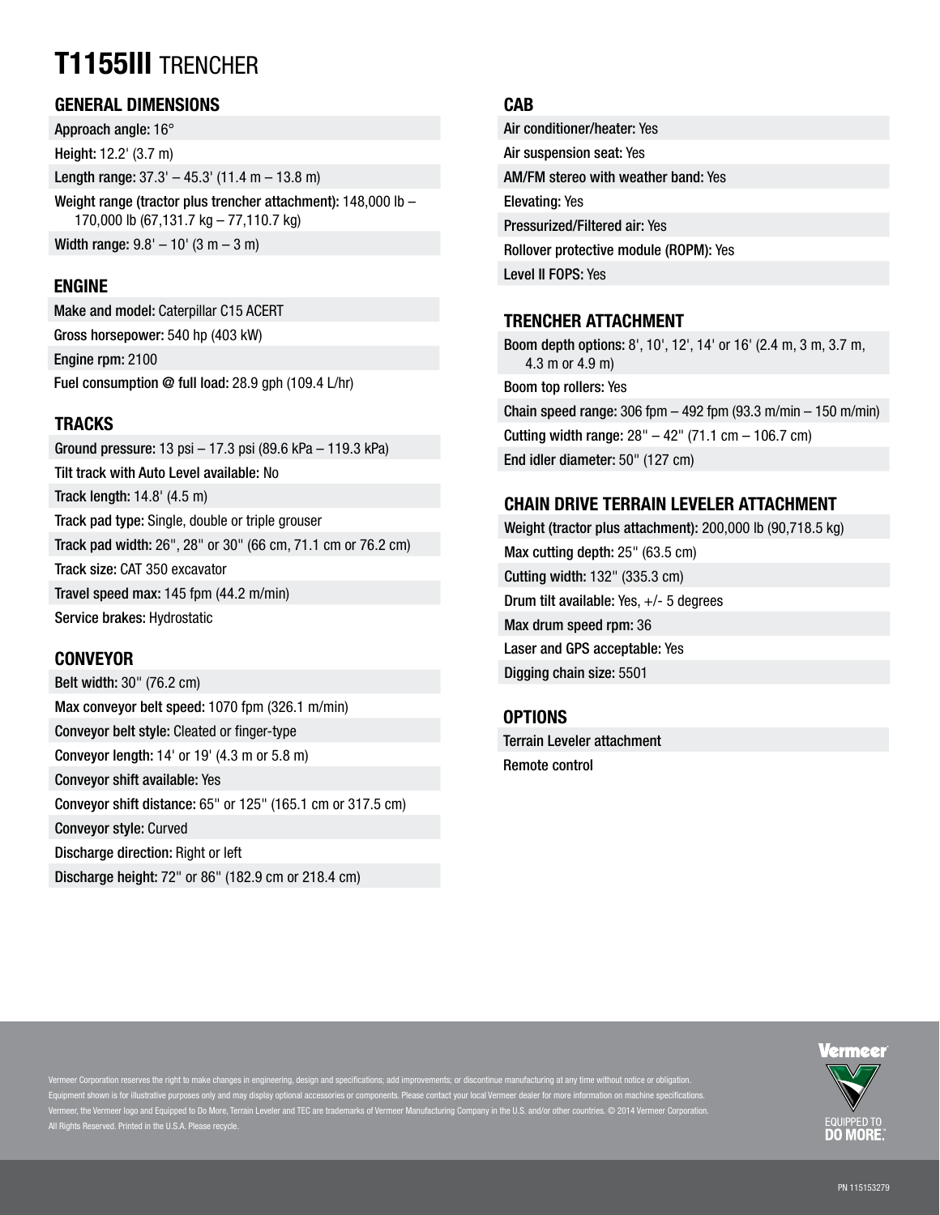# T1155III TRENCHER

## GENERAL DIMENSIONS

**Approach angle:** 16°

**Height:** 12.2' (3.7 m)

**Length range:** 37.3' – 45.3' (11.4 m – 13.8 m)

**Weight range (tractor plus trencher attachment):** 148,000 lb – 170,000 lb (67,131.7 kg – 77,110.7 kg)

**Width range:** 9.8' – 10' (3 m – 3 m)

## ENGINE

**Make and model:** Caterpillar C15 ACERT

**Gross horsepower:** 540 hp (403 kW)

**Engine rpm:** 2100

**Fuel consumption @ full load:** 28.9 gph (109.4 L/hr)

## TRACKS

**Ground pressure:** 13 psi – 17.3 psi (89.6 kPa – 119.3 kPa)

**Tilt track with Auto Level available:** No

**Track length:** 14.8' (4.5 m)

**Track pad type:** Single, double or triple grouser

**Track pad width:** 26", 28" or 30" (66 cm, 71.1 cm or 76.2 cm)

**Track size:** CAT 350 excavator

**Travel speed max:** 145 fpm (44.2 m/min)

**Service brakes:** Hydrostatic

## CONVEYOR

**Belt width:** 30" (76.2 cm)

**Max conveyor belt speed:** 1070 fpm (326.1 m/min)

**Conveyor belt style:** Cleated or finger-type

**Conveyor length:** 14' or 19' (4.3 m or 5.8 m)

**Conveyor shift available:** Yes

**Conveyor shift distance:** 65" or 125" (165.1 cm or 317.5 cm)

**Conveyor style:** Curved

**Discharge direction:** Right or left

**Discharge height:** 72" or 86" (182.9 cm or 218.4 cm)

## CAB

**Air conditioner/heater:** Yes

**Air suspension seat:** Yes

**AM/FM stereo with weather band:** Yes

**Elevating:** Yes

**Pressurized/Filtered air:** Yes

**Rollover protective module (ROPM):** Yes

**Level II FOPS:** Yes

## TRENCHER ATTACHMENT

**Boom depth options:** 8', 10', 12', 14' or 16' (2.4 m, 3 m, 3.7 m, 4.3 m or 4.9 m)

**Boom top rollers:** Yes

**Chain speed range:** 306 fpm – 492 fpm (93.3 m/min – 150 m/min)

**Cutting width range:** 28" – 42" (71.1 cm – 106.7 cm)

**End idler diameter:** 50" (127 cm)

## CHAIN DRIVE TERRAIN LEVELER ATTACHMENT

**Weight (tractor plus attachment):** 200,000 lb (90,718.5 kg)

**Max cutting depth:** 25" (63.5 cm)

**Cutting width:** 132" (335.3 cm)

**Drum tilt available:** Yes, +/- 5 degrees

**Max drum speed rpm:** 36

**Laser and GPS acceptable:** Yes

**Digging chain size:** 5501

## OPTIONS

Terrain Leveler attachment

Remote control

Vermeer Corporation reserves the right to make changes in engineering, design and specifications; add improvements; or discontinue manufacturing at any time without notice or obligation. Equipment shown is for illustrative purposes only and may display optional accessories or components. Please contact your local Vermeer dealer for more information on machine specifications. Vermeer, the Vermeer logo and Equipped to Do More, Terrain Leveler and TEC are trademarks of Vermeer Manufacturing Company in the U.S. and/or other countries. © 2014 Vermeer Corporation. All Rights Reserved. Printed in the U.S.A. Please recycle.

Vermeer

EQUIPPED TO DO MORE.

PN 115153279